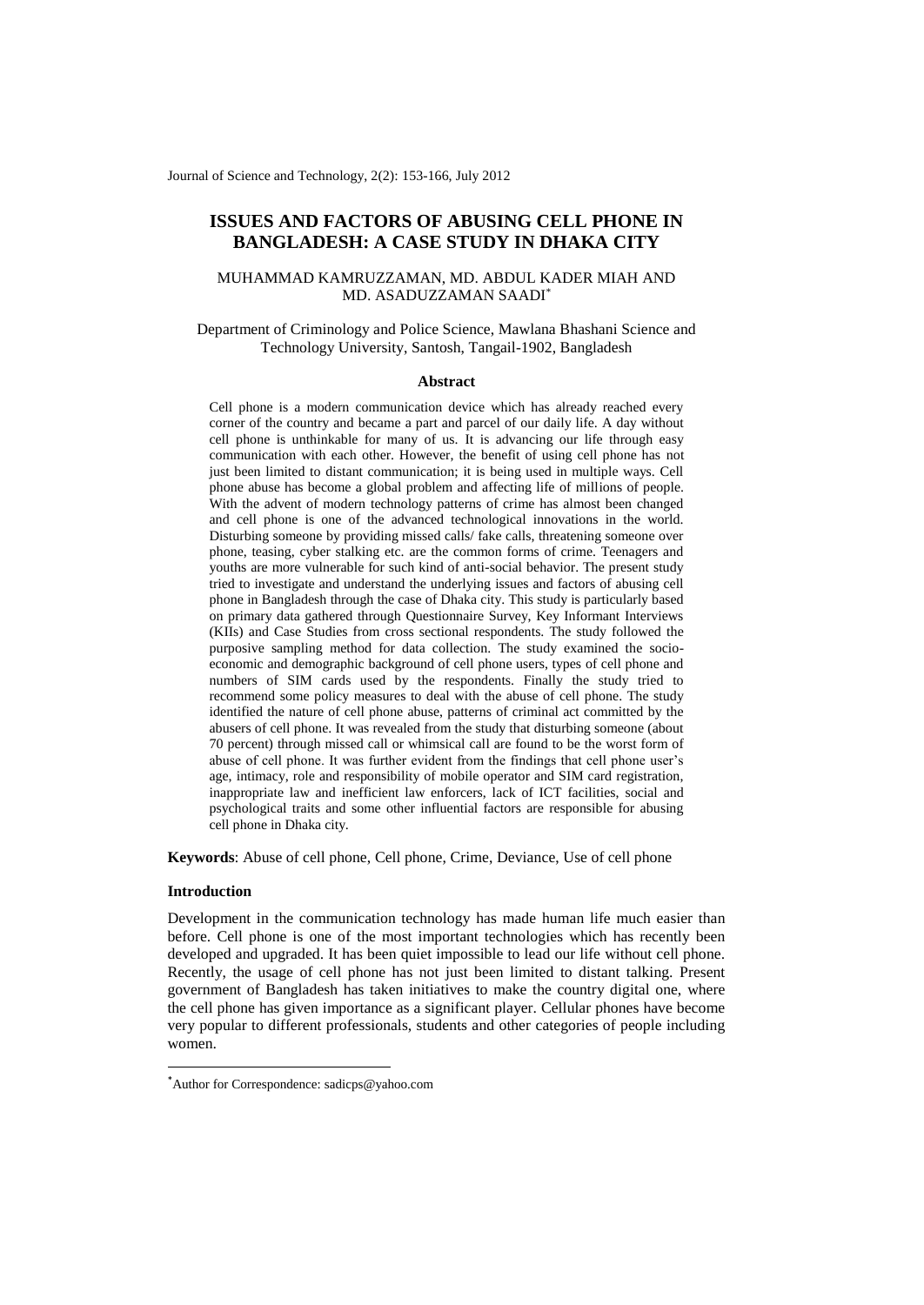# ISSUES AND FACTORS OF ABUSING CELL PHONE IN BANGLADESH: A CASE STUDY IN DHAKA CITY

MUHAMMAD KAMRUZZAMAN, MD. ABDUL KADER MIAH AND MD. ASADUZZAMAN SAADI[*]

Department of Criminology and Police Science, Mawlana Bhashani Science and Technology University, Santosh, Tangail-1902, Bangladesh

### Abstract

Cell phone is a modern communication device which has already reached every corner of the country and became a part and parcel of our daily life. A day without cell phone is unthinkable for many of us. It is advancing our life through easy communication with each other. However, the benefit of using cell phone has not just been limited to distant communication; it is being used in multiple ways. Cell phone abuse has become a global problem and affecting life of millions of people. With the advent of modern technology patterns of crime has almost been changed and cell phone is one of the advanced technological innovations in the world. Disturbing someone by providing missed calls/ fake calls, threatening someone over phone, teasing, cyber stalking etc. are the common forms of crime. Teenagers and youths are more vulnerable for such kind of anti-social behavior. The present study tried to investigate and understand the underlying issues and factors of abusing cell phone in Bangladesh through the case of Dhaka city. This study is particularly based on primary data gathered through Questionnaire Survey, Key Informant Interviews (KIIs) and Case Studies from cross sectional respondents. The study followed the purposive sampling method for data collection. The study examined the socio-economic and demographic background of cell phone users, types of cell phone and numbers of SIM cards used by the respondents. Finally the study tried to recommend some policy measures to deal with the abuse of cell phone. The study identified the nature of cell phone abuse, patterns of criminal act committed by the abusers of cell phone. It was revealed from the study that disturbing someone (about 70 percent) through missed call or whimsical call are found to be the worst form of abuse of cell phone. It was further evident from the findings that cell phone user's age, intimacy, role and responsibility of mobile operator and SIM card registration, inappropriate law and inefficient law enforcers, lack of ICT facilities, social and psychological traits and some other influential factors are responsible for abusing cell phone in Dhaka city.

**Keywords**: Abuse of cell phone, Cell phone, Crime, Deviance, Use of cell phone

### Introduction

Development in the communication technology has made human life much easier than before. Cell phone is one of the most important technologies which has recently been developed and upgraded. It has been quiet impossible to lead our life without cell phone. Recently, the usage of cell phone has not just been limited to distant talking. Present government of Bangladesh has taken initiatives to make the country digital one, where the cell phone has given importance as a significant player. Cellular phones have become very popular to different professionals, students and other categories of people including women.

[*]Author for Correspondence: sadicps@yahoo.com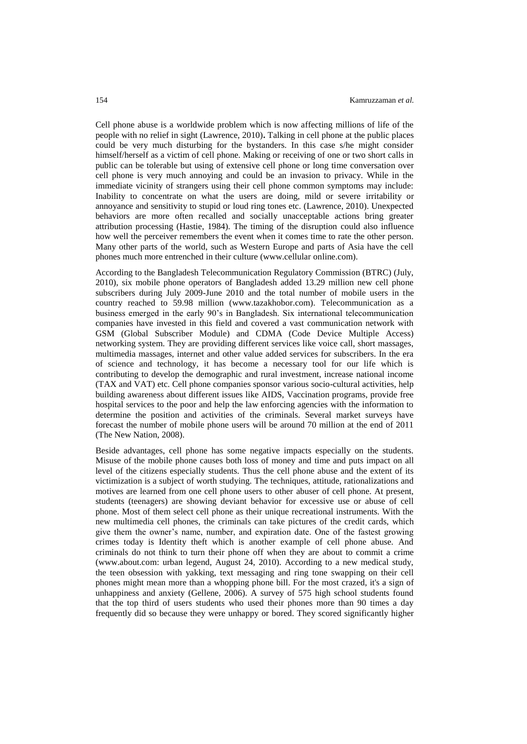Cell phone abuse is a worldwide problem which is now affecting millions of life of the people with no relief in sight (Lawrence, 2010)**.** Talking in cell phone at the public places could be very much disturbing for the bystanders. In this case s/he might consider himself/herself as a victim of cell phone. Making or receiving of one or two short calls in public can be tolerable but using of extensive cell phone or long time conversation over cell phone is very much annoying and could be an invasion to privacy. While in the immediate vicinity of strangers using their cell phone common symptoms may include: Inability to concentrate on what the users are doing, mild or severe irritability or annoyance and sensitivity to stupid or loud ring tones etc. (Lawrence, 2010). Unexpected behaviors are more often recalled and socially unacceptable actions bring greater attribution processing (Hastie, 1984). The timing of the disruption could also influence how well the perceiver remembers the event when it comes time to rate the other person. Many other parts of the world, such as Western Europe and parts of Asia have the cell phones much more entrenched in their culture (www.cellular online.com).

According to the Bangladesh Telecommunication Regulatory Commission (BTRC) (July, 2010), six mobile phone operators of Bangladesh added 13.29 million new cell phone subscribers during July 2009-June 2010 and the total number of mobile users in the country reached to 59.98 million (www.tazakhobor.com). Telecommunication as a business emerged in the early 90's in Bangladesh. Six international telecommunication companies have invested in this field and covered a vast communication network with GSM (Global Subscriber Module) and CDMA (Code Device Multiple Access) networking system. They are providing different services like voice call, short massages, multimedia massages, internet and other value added services for subscribers. In the era of science and technology, it has become a necessary tool for our life which is contributing to develop the demographic and rural investment, increase national income (TAX and VAT) etc. Cell phone companies sponsor various socio-cultural activities, help building awareness about different issues like AIDS, Vaccination programs, provide free hospital services to the poor and help the law enforcing agencies with the information to determine the position and activities of the criminals. Several market surveys have forecast the number of mobile phone users will be around 70 million at the end of 2011 (The New Nation, 2008).

Beside advantages, cell phone has some negative impacts especially on the students. Misuse of the mobile phone causes both loss of money and time and puts impact on all level of the citizens especially students. Thus the cell phone abuse and the extent of its victimization is a subject of worth studying. The techniques, attitude, rationalizations and motives are learned from one cell phone users to other abuser of cell phone. At present, students (teenagers) are showing deviant behavior for excessive use or abuse of cell phone. Most of them select cell phone as their unique recreational instruments. With the new multimedia cell phones, the criminals can take pictures of the credit cards, which give them the owner's name, number, and expiration date. One of the fastest growing crimes today is Identity theft which is another example of cell phone abuse. And criminals do not think to turn their phone off when they are about to commit a crime (www.about.com: urban legend, August 24, 2010). According to a new medical study, the teen obsession with yakking, text messaging and ring tone swapping on their cell phones might mean more than a whopping phone bill. For the most crazed, it's a sign of unhappiness and anxiety (Gellene, 2006). A survey of 575 high school students found that the top third of users students who used their phones more than 90 times a day frequently did so because they were unhappy or bored. They scored significantly higher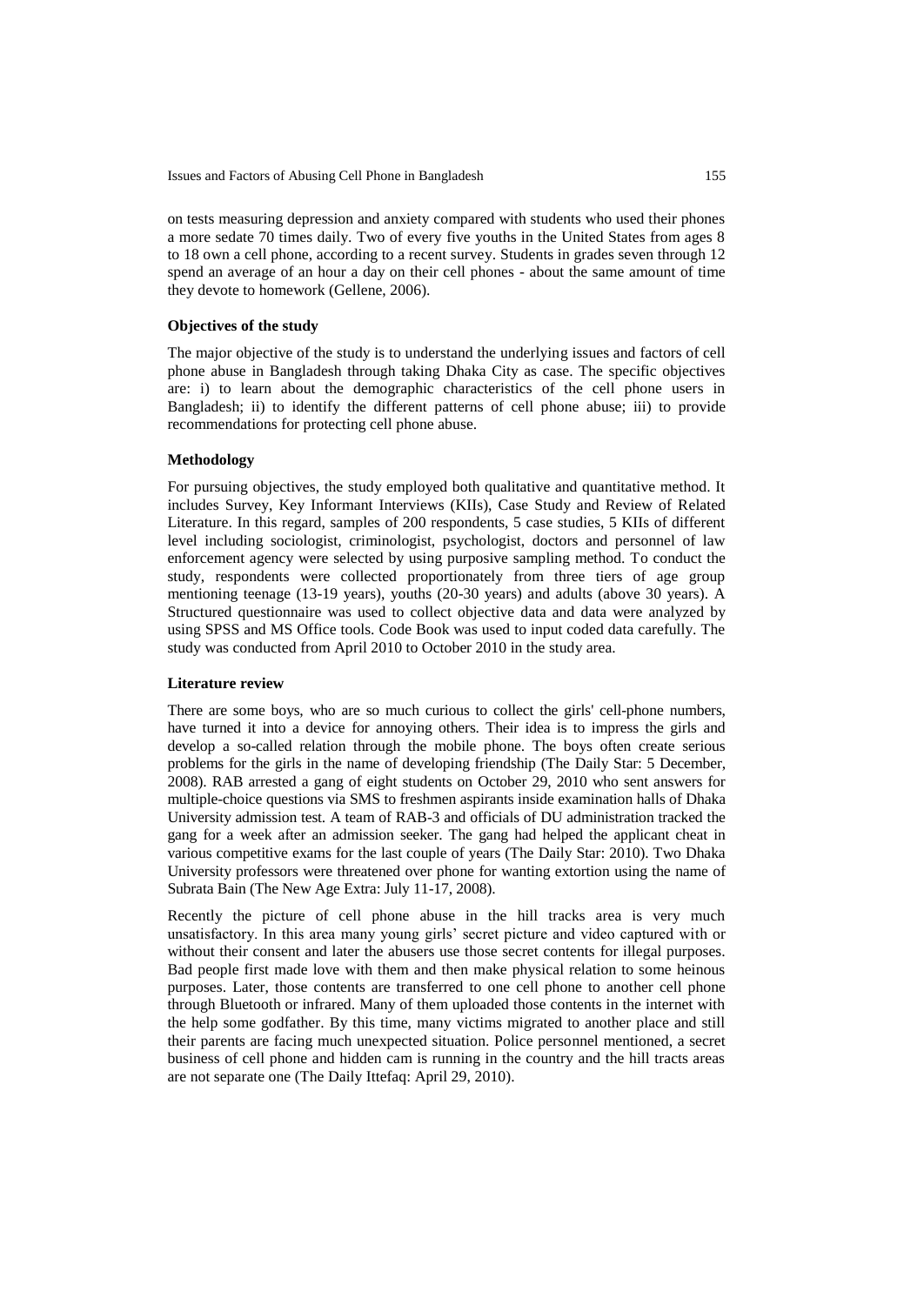on tests measuring depression and anxiety compared with students who used their phones a more sedate 70 times daily. Two of every five youths in the United States from ages 8 to 18 own a cell phone, according to a recent survey. Students in grades seven through 12 spend an average of an hour a day on their cell phones - about the same amount of time they devote to homework (Gellene, 2006).

### Objectives of the study

The major objective of the study is to understand the underlying issues and factors of cell phone abuse in Bangladesh through taking Dhaka City as case. The specific objectives are: i) to learn about the demographic characteristics of the cell phone users in Bangladesh; ii) to identify the different patterns of cell phone abuse; iii) to provide recommendations for protecting cell phone abuse.

### Methodology

For pursuing objectives, the study employed both qualitative and quantitative method. It includes Survey, Key Informant Interviews (KIIs), Case Study and Review of Related Literature. In this regard, samples of 200 respondents, 5 case studies, 5 KIIs of different level including sociologist, criminologist, psychologist, doctors and personnel of law enforcement agency were selected by using purposive sampling method. To conduct the study, respondents were collected proportionately from three tiers of age group mentioning teenage (13-19 years), youths (20-30 years) and adults (above 30 years). A Structured questionnaire was used to collect objective data and data were analyzed by using SPSS and MS Office tools. Code Book was used to input coded data carefully. The study was conducted from April 2010 to October 2010 in the study area.

### Literature review

There are some boys, who are so much curious to collect the girls' cell-phone numbers, have turned it into a device for annoying others. Their idea is to impress the girls and develop a so-called relation through the mobile phone. The boys often create serious problems for the girls in the name of developing friendship (The Daily Star: 5 December, 2008). RAB arrested a gang of eight students on October 29, 2010 who sent answers for multiple-choice questions via SMS to freshmen aspirants inside examination halls of Dhaka University admission test. A team of RAB-3 and officials of DU administration tracked the gang for a week after an admission seeker. The gang had helped the applicant cheat in various competitive exams for the last couple of years (The Daily Star: 2010). Two Dhaka University professors were threatened over phone for wanting extortion using the name of Subrata Bain (The New Age Extra: July 11-17, 2008).

Recently the picture of cell phone abuse in the hill tracks area is very much unsatisfactory. In this area many young girls' secret picture and video captured with or without their consent and later the abusers use those secret contents for illegal purposes. Bad people first made love with them and then make physical relation to some heinous purposes. Later, those contents are transferred to one cell phone to another cell phone through Bluetooth or infrared. Many of them uploaded those contents in the internet with the help some godfather. By this time, many victims migrated to another place and still their parents are facing much unexpected situation. Police personnel mentioned, a secret business of cell phone and hidden cam is running in the country and the hill tracts areas are not separate one (The Daily Ittefaq: April 29, 2010).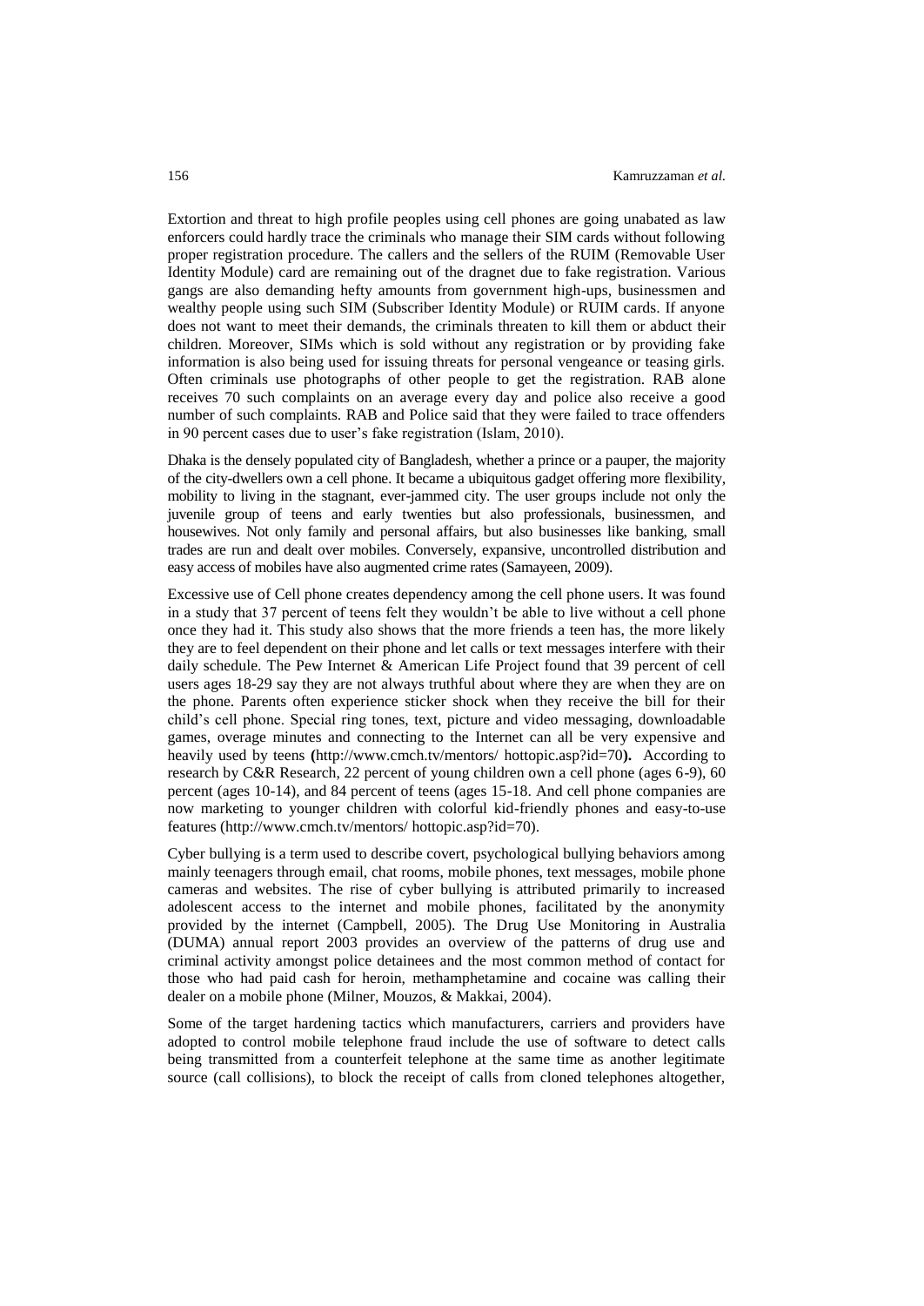Extortion and threat to high profile peoples using cell phones are going unabated as law enforcers could hardly trace the criminals who manage their SIM cards without following proper registration procedure. The callers and the sellers of the RUIM (Removable User Identity Module) card are remaining out of the dragnet due to fake registration. Various gangs are also demanding hefty amounts from government high-ups, businessmen and wealthy people using such SIM (Subscriber Identity Module) or RUIM cards. If anyone does not want to meet their demands, the criminals threaten to kill them or abduct their children. Moreover, SIMs which is sold without any registration or by providing fake information is also being used for issuing threats for personal vengeance or teasing girls. Often criminals use photographs of other people to get the registration. RAB alone receives 70 such complaints on an average every day and police also receive a good number of such complaints. RAB and Police said that they were failed to trace offenders in 90 percent cases due to user's fake registration (Islam, 2010).

Dhaka is the densely populated city of Bangladesh, whether a prince or a pauper, the majority of the city-dwellers own a cell phone. It became a ubiquitous gadget offering more flexibility, mobility to living in the stagnant, ever-jammed city. The user groups include not only the juvenile group of teens and early twenties but also professionals, businessmen, and housewives. Not only family and personal affairs, but also businesses like banking, small trades are run and dealt over mobiles. Conversely, expansive, uncontrolled distribution and easy access of mobiles have also augmented crime rates (Samayeen, 2009).

Excessive use of Cell phone creates dependency among the cell phone users. It was found in a study that 37 percent of teens felt they wouldn't be able to live without a cell phone once they had it. This study also shows that the more friends a teen has, the more likely they are to feel dependent on their phone and let calls or text messages interfere with their daily schedule. The Pew Internet & American Life Project found that 39 percent of cell users ages 18-29 say they are not always truthful about where they are when they are on the phone. Parents often experience sticker shock when they receive the bill for their child's cell phone. Special ring tones, text, picture and video messaging, downloadable games, overage minutes and connecting to the Internet can all be very expensive and heavily used by teens **(**http://www.cmch.tv/mentors/ hottopic.asp?id=70**).** According to research by C&R Research, 22 percent of young children own a cell phone (ages 6-9), 60 percent (ages 10-14), and 84 percent of teens (ages 15-18. And cell phone companies are now marketing to younger children with colorful kid-friendly phones and easy-to-use features (http://www.cmch.tv/mentors/ hottopic.asp?id=70).

Cyber bullying is a term used to describe covert, psychological bullying behaviors among mainly teenagers through email, chat rooms, mobile phones, text messages, mobile phone cameras and websites. The rise of cyber bullying is attributed primarily to increased adolescent access to the internet and mobile phones, facilitated by the anonymity provided by the internet (Campbell, 2005). The Drug Use Monitoring in Australia (DUMA) annual report 2003 provides an overview of the patterns of drug use and criminal activity amongst police detainees and the most common method of contact for those who had paid cash for heroin, methamphetamine and cocaine was calling their dealer on a mobile phone (Milner, Mouzos, & Makkai, 2004).

Some of the target hardening tactics which manufacturers, carriers and providers have adopted to control mobile telephone fraud include the use of software to detect calls being transmitted from a counterfeit telephone at the same time as another legitimate source (call collisions), to block the receipt of calls from cloned telephones altogether,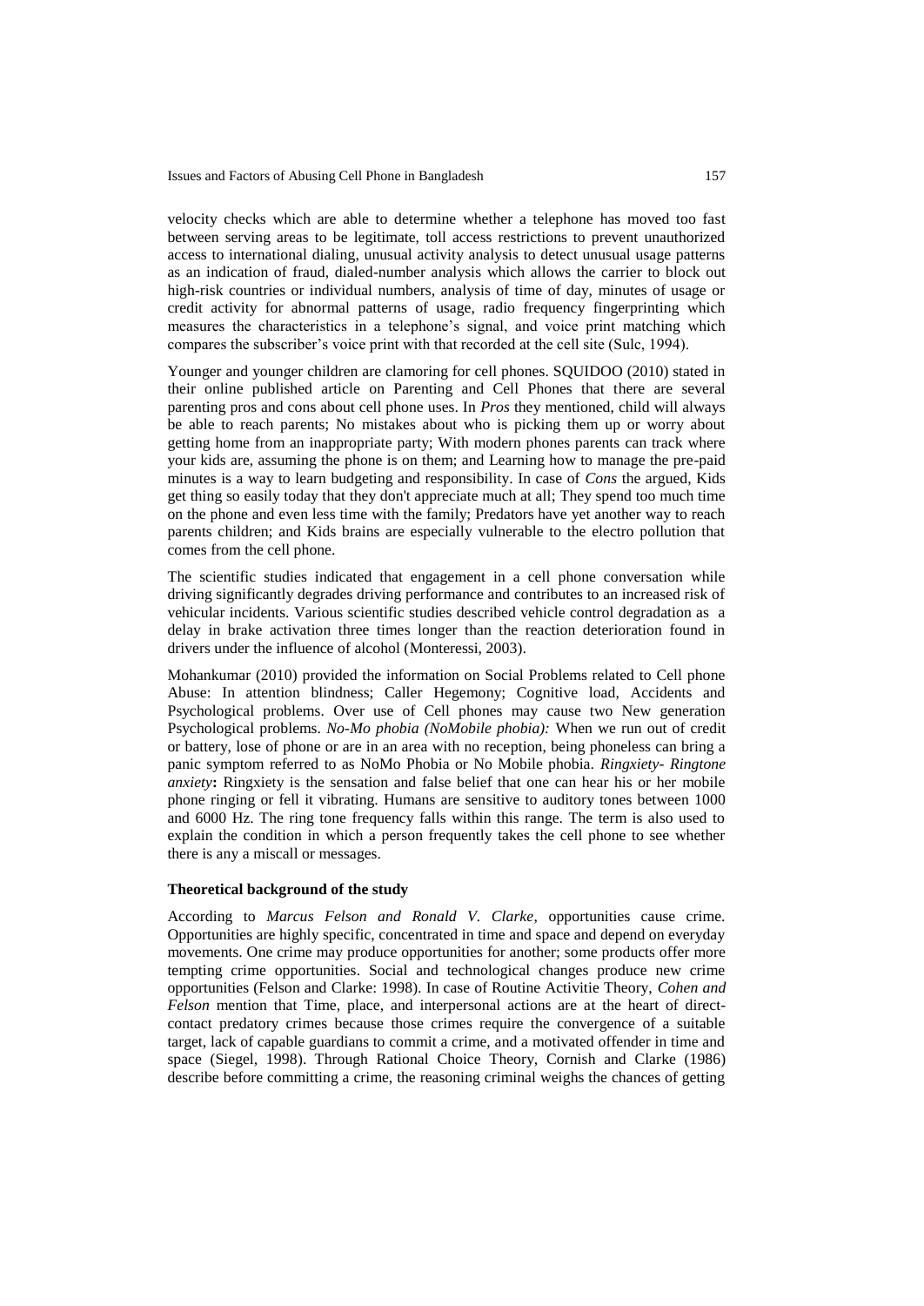velocity checks which are able to determine whether a telephone has moved too fast between serving areas to be legitimate, toll access restrictions to prevent unauthorized access to international dialing, unusual activity analysis to detect unusual usage patterns as an indication of fraud, dialed-number analysis which allows the carrier to block out high-risk countries or individual numbers, analysis of time of day, minutes of usage or credit activity for abnormal patterns of usage, radio frequency fingerprinting which measures the characteristics in a telephone's signal, and voice print matching which compares the subscriber's voice print with that recorded at the cell site (Sulc, 1994).

Younger and younger children are clamoring for cell phones. SQUIDOO (2010) stated in their online published article on Parenting and Cell Phones that there are several parenting pros and cons about cell phone uses. In *Pros* they mentioned, child will always be able to reach parents; No mistakes about who is picking them up or worry about getting home from an inappropriate party; With modern phones parents can track where your kids are, assuming the phone is on them; and Learning how to manage the pre-paid minutes is a way to learn budgeting and responsibility. In case of *Cons* the argued, Kids get thing so easily today that they don't appreciate much at all; They spend too much time on the phone and even less time with the family; Predators have yet another way to reach parents children; and Kids brains are especially vulnerable to the electro pollution that comes from the cell phone.

The scientific studies indicated that engagement in a cell phone conversation while driving significantly degrades driving performance and contributes to an increased risk of vehicular incidents. Various scientific studies described vehicle control degradation as a delay in brake activation three times longer than the reaction deterioration found in drivers under the influence of alcohol (Monteressi, 2003).

Mohankumar (2010) provided the information on Social Problems related to Cell phone Abuse: In attention blindness; Caller Hegemony; Cognitive load, Accidents and Psychological problems. Over use of Cell phones may cause two New generation Psychological problems. *No-Mo phobia (NoMobile phobia):* When we run out of credit or battery, lose of phone or are in an area with no reception, being phoneless can bring a panic symptom referred to as NoMo Phobia or No Mobile phobia. *Ringxiety- Ringtone anxiety*: Ringxiety is the sensation and false belief that one can hear his or her mobile phone ringing or fell it vibrating. Humans are sensitive to auditory tones between 1000 and 6000 Hz. The ring tone frequency falls within this range. The term is also used to explain the condition in which a person frequently takes the cell phone to see whether there is any a miscall or messages.

### Theoretical background of the study

According to *Marcus Felson and Ronald V. Clarke*, opportunities cause crime. Opportunities are highly specific, concentrated in time and space and depend on everyday movements. One crime may produce opportunities for another; some products offer more tempting crime opportunities. Social and technological changes produce new crime opportunities (Felson and Clarke: 1998). In case of Routine Activitie Theory, *Cohen and Felson* mention that Time, place, and interpersonal actions are at the heart of direct-contact predatory crimes because those crimes require the convergence of a suitable target, lack of capable guardians to commit a crime, and a motivated offender in time and space (Siegel, 1998). Through Rational Choice Theory, Cornish and Clarke (1986) describe before committing a crime, the reasoning criminal weighs the chances of getting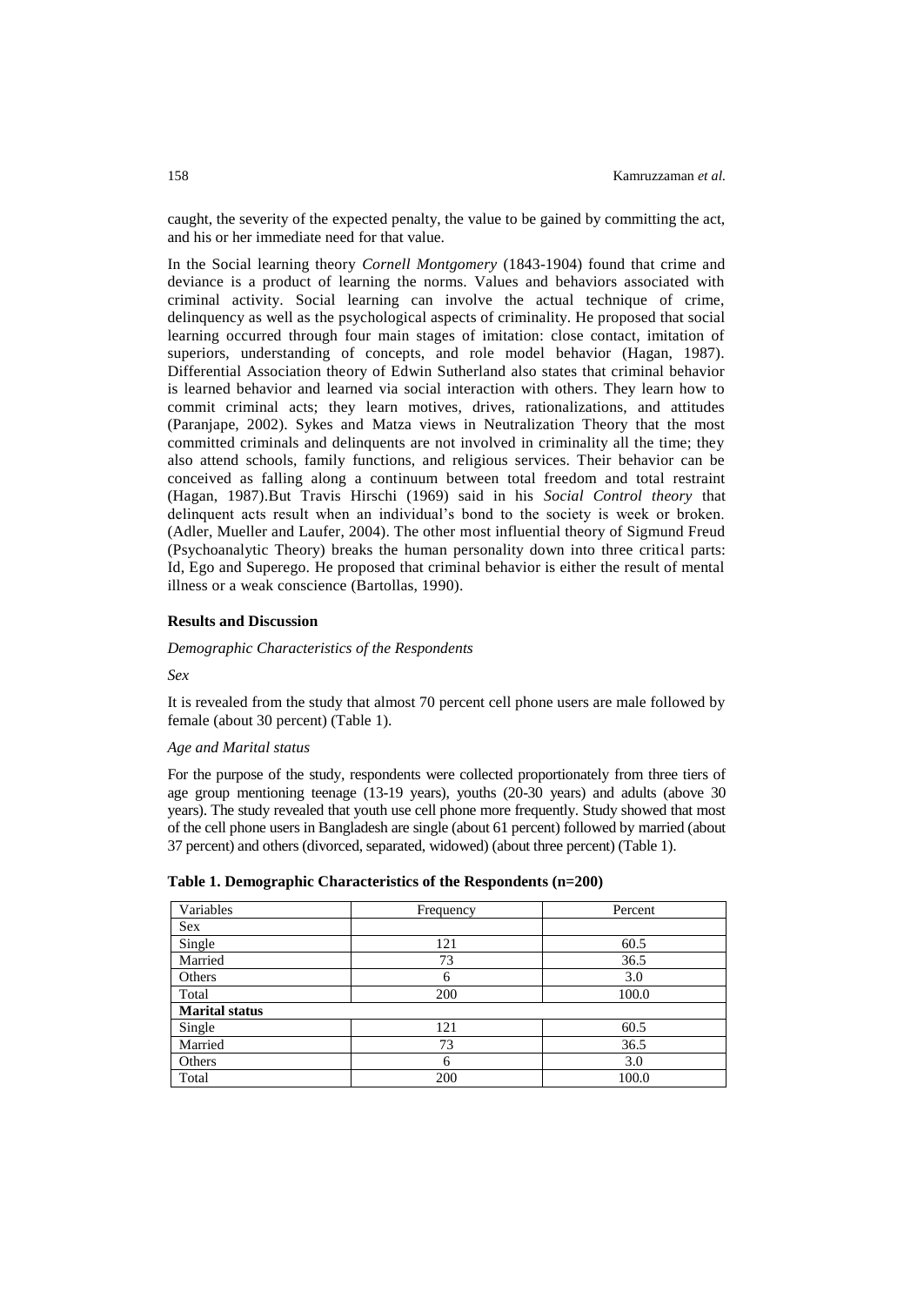caught, the severity of the expected penalty, the value to be gained by committing the act, and his or her immediate need for that value.

In the Social learning theory *Cornell Montgomery* (1843-1904) found that crime and deviance is a product of learning the norms. Values and behaviors associated with criminal activity. Social learning can involve the actual technique of crime, delinquency as well as the psychological aspects of criminality. He proposed that social learning occurred through four main stages of imitation: close contact, imitation of superiors, understanding of concepts, and role model behavior (Hagan, 1987). Differential Association theory of Edwin Sutherland also states that criminal behavior is learned behavior and learned via social interaction with others. They learn how to commit criminal acts; they learn motives, drives, rationalizations, and attitudes (Paranjape, 2002). Sykes and Matza views in Neutralization Theory that the most committed criminals and delinquents are not involved in criminality all the time; they also attend schools, family functions, and religious services. Their behavior can be conceived as falling along a continuum between total freedom and total restraint (Hagan, 1987).But Travis Hirschi (1969) said in his *Social Control theory* that delinquent acts result when an individual's bond to the society is week or broken. (Adler, Mueller and Laufer, 2004). The other most influential theory of Sigmund Freud (Psychoanalytic Theory) breaks the human personality down into three critical parts: Id, Ego and Superego. He proposed that criminal behavior is either the result of mental illness or a weak conscience (Bartollas, 1990).

## Results and Discussion

*Demographic Characteristics of the Respondents*

*Sex*

It is revealed from the study that almost 70 percent cell phone users are male followed by female (about 30 percent) (Table 1).

*Age and Marital status*

For the purpose of the study, respondents were collected proportionately from three tiers of age group mentioning teenage (13-19 years), youths (20-30 years) and adults (above 30 years). The study revealed that youth use cell phone more frequently. Study showed that most of the cell phone users in Bangladesh are single (about 61 percent) followed by married (about 37 percent) and others (divorced, separated, widowed) (about three percent) (Table 1).

**Table 1. Demographic Characteristics of the Respondents (n=200)**

| Variables | Frequency | Percent |
|---|---|---|
| Sex | | |
| Single | 121 | 60.5 |
| Married | 73 | 36.5 |
| Others | 6 | 3.0 |
| Total | 200 | 100.0 |
| **Marital status** | | |
| Single | 121 | 60.5 |
| Married | 73 | 36.5 |
| Others | 6 | 3.0 |
| Total | 200 | 100.0 |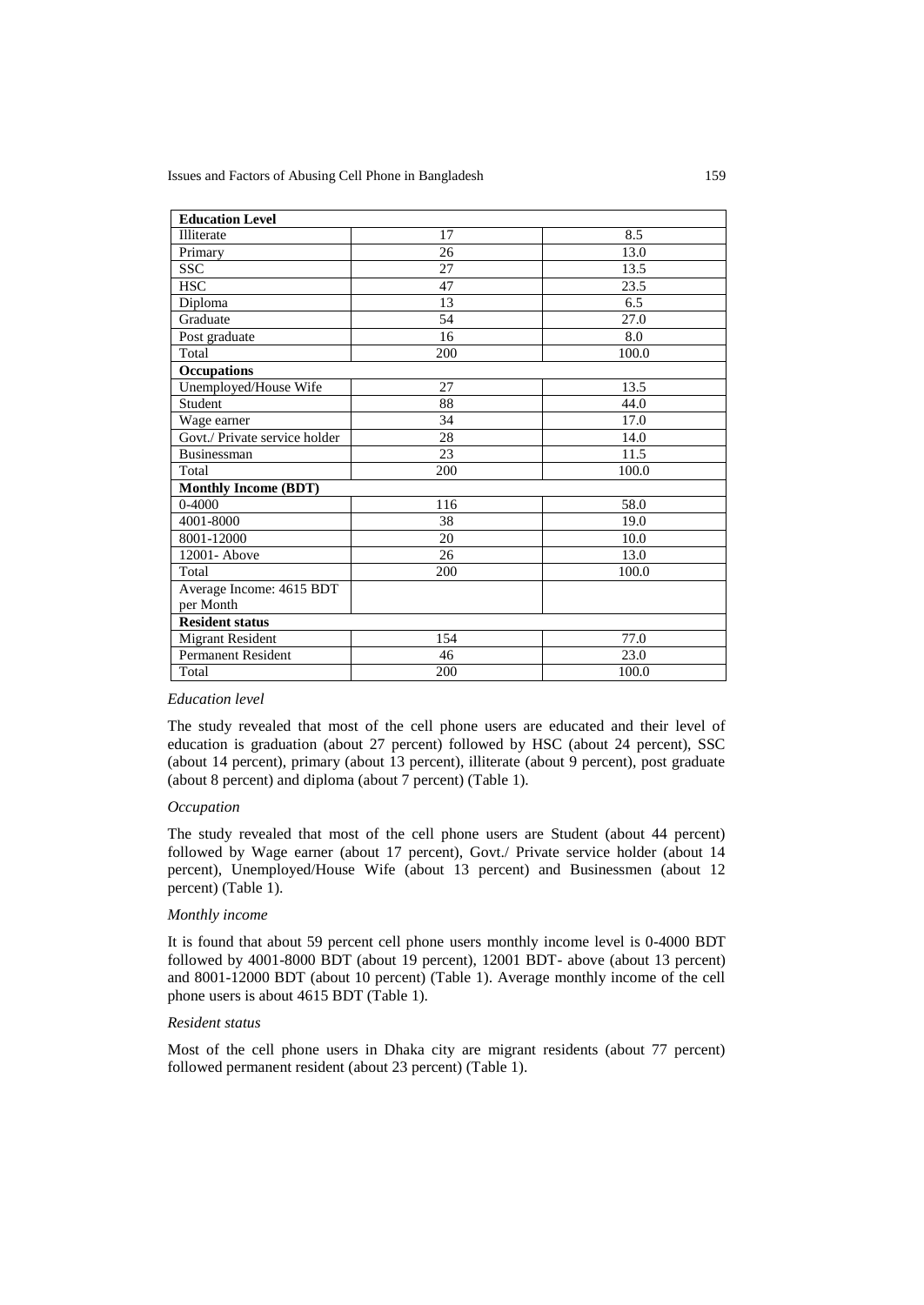| **Education Level** | | |
| --- | --- | --- |
| Illiterate | 17 | 8.5 |
| Primary | 26 | 13.0 |
| SSC | 27 | 13.5 |
| HSC | 47 | 23.5 |
| Diploma | 13 | 6.5 |
| Graduate | 54 | 27.0 |
| Post graduate | 16 | 8.0 |
| Total | 200 | 100.0 |
| **Occupations** | | |
| Unemployed/House Wife | 27 | 13.5 |
| Student | 88 | 44.0 |
| Wage earner | 34 | 17.0 |
| Govt./ Private service holder | 28 | 14.0 |
| Businessman | 23 | 11.5 |
| Total | 200 | 100.0 |
| **Monthly Income (BDT)** | | |
| 0-4000 | 116 | 58.0 |
| 4001-8000 | 38 | 19.0 |
| 8001-12000 | 20 | 10.0 |
| 12001- Above | 26 | 13.0 |
| Total | 200 | 100.0 |
| Average Income: 4615 BDT per Month | | |
| **Resident status** | | |
| Migrant Resident | 154 | 77.0 |
| Permanent Resident | 46 | 23.0 |
| Total | 200 | 100.0 |

*Education level*

The study revealed that most of the cell phone users are educated and their level of education is graduation (about 27 percent) followed by HSC (about 24 percent), SSC (about 14 percent), primary (about 13 percent), illiterate (about 9 percent), post graduate (about 8 percent) and diploma (about 7 percent) (Table 1).

*Occupation*

The study revealed that most of the cell phone users are Student (about 44 percent) followed by Wage earner (about 17 percent), Govt./ Private service holder (about 14 percent), Unemployed/House Wife (about 13 percent) and Businessmen (about 12 percent) (Table 1).

*Monthly income*

It is found that about 59 percent cell phone users monthly income level is 0-4000 BDT followed by 4001-8000 BDT (about 19 percent), 12001 BDT- above (about 13 percent) and 8001-12000 BDT (about 10 percent) (Table 1). Average monthly income of the cell phone users is about 4615 BDT (Table 1).

*Resident status*

Most of the cell phone users in Dhaka city are migrant residents (about 77 percent) followed permanent resident (about 23 percent) (Table 1).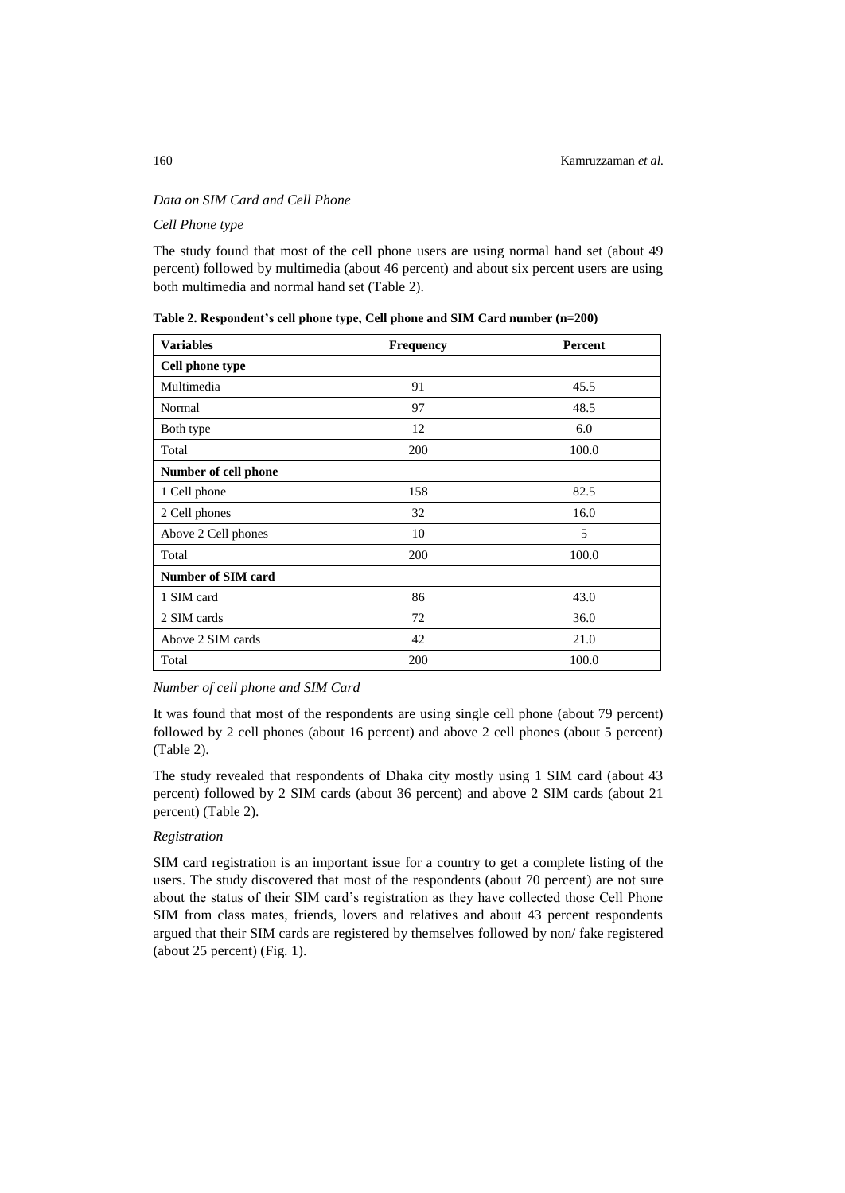*Data on SIM Card and Cell Phone*

*Cell Phone type*

The study found that most of the cell phone users are using normal hand set (about 49 percent) followed by multimedia (about 46 percent) and about six percent users are using both multimedia and normal hand set (Table 2).

**Table 2. Respondent's cell phone type, Cell phone and SIM Card number (n=200)**

| Variables | Frequency | Percent |
|---|---|---|
| **Cell phone type** | | |
| Multimedia | 91 | 45.5 |
| Normal | 97 | 48.5 |
| Both type | 12 | 6.0 |
| Total | 200 | 100.0 |
| **Number of cell phone** | | |
| 1 Cell phone | 158 | 82.5 |
| 2 Cell phones | 32 | 16.0 |
| Above 2 Cell phones | 10 | 5 |
| Total | 200 | 100.0 |
| **Number of SIM card** | | |
| 1 SIM card | 86 | 43.0 |
| 2 SIM cards | 72 | 36.0 |
| Above 2 SIM cards | 42 | 21.0 |
| Total | 200 | 100.0 |

*Number of cell phone and SIM Card*

It was found that most of the respondents are using single cell phone (about 79 percent) followed by 2 cell phones (about 16 percent) and above 2 cell phones (about 5 percent) (Table 2).

The study revealed that respondents of Dhaka city mostly using 1 SIM card (about 43 percent) followed by 2 SIM cards (about 36 percent) and above 2 SIM cards (about 21 percent) (Table 2).

*Registration*

SIM card registration is an important issue for a country to get a complete listing of the users. The study discovered that most of the respondents (about 70 percent) are not sure about the status of their SIM card's registration as they have collected those Cell Phone SIM from class mates, friends, lovers and relatives and about 43 percent respondents argued that their SIM cards are registered by themselves followed by non/ fake registered (about 25 percent) (Fig. 1).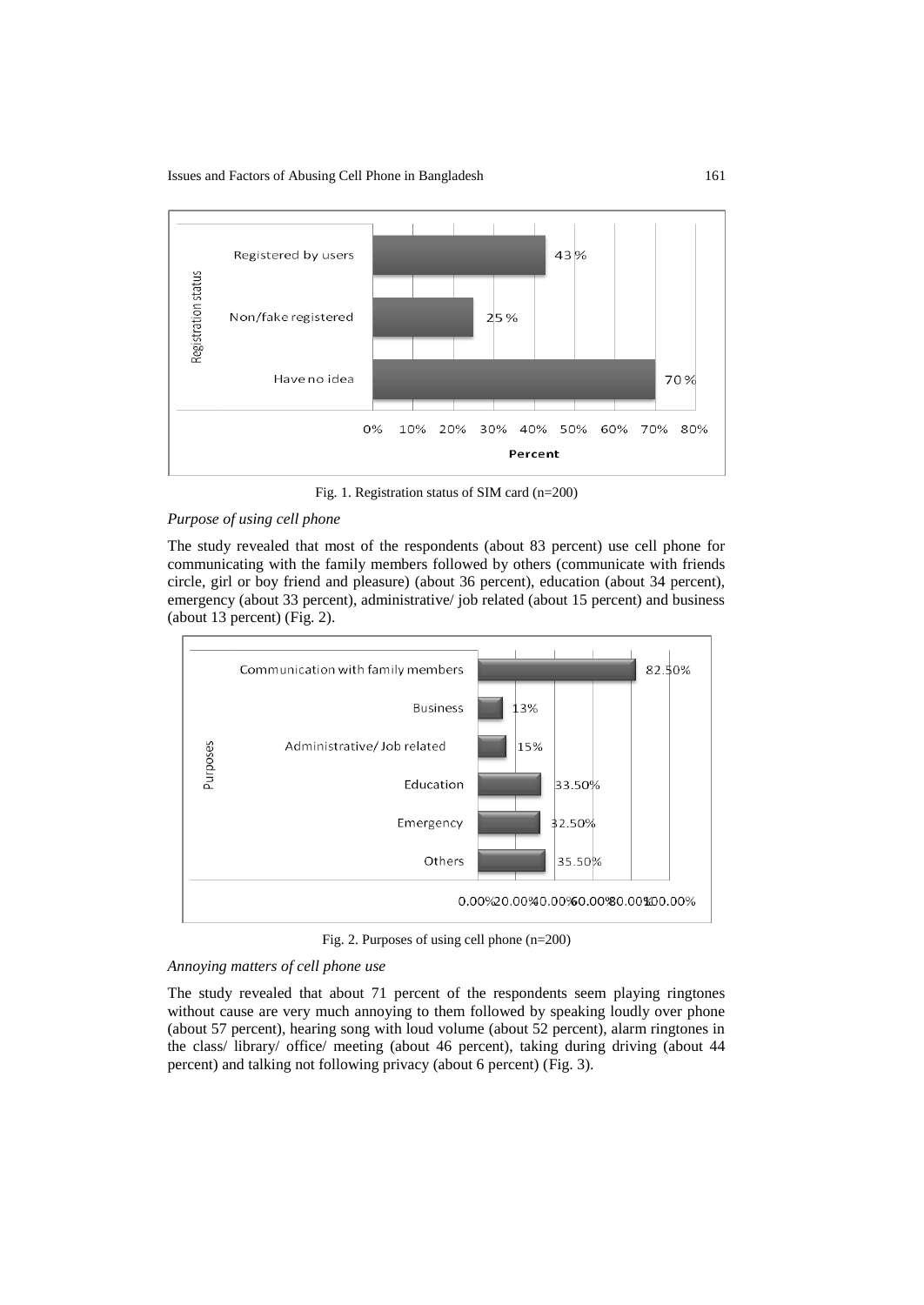Fig. 1. Registration status of SIM card (n=200)

*Purpose of using cell phone*

The study revealed that most of the respondents (about 83 percent) use cell phone for communicating with the family members followed by others (communicate with friends circle, girl or boy friend and pleasure) (about 36 percent), education (about 34 percent), emergency (about 33 percent), administrative/ job related (about 15 percent) and business (about 13 percent) (Fig. 2).

Fig. 2. Purposes of using cell phone (n=200)

*Annoying matters of cell phone use*

The study revealed that about 71 percent of the respondents seem playing ringtones without cause are very much annoying to them followed by speaking loudly over phone (about 57 percent), hearing song with loud volume (about 52 percent), alarm ringtones in the class/ library/ office/ meeting (about 46 percent), taking during driving (about 44 percent) and talking not following privacy (about 6 percent) (Fig. 3).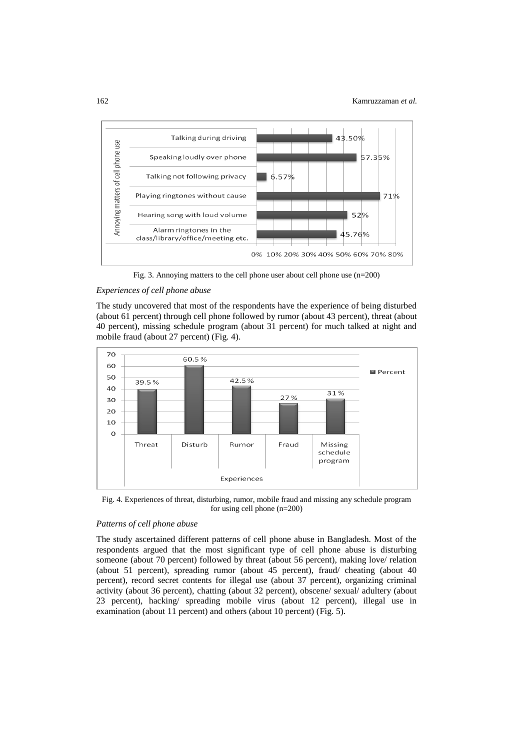Fig. 3. Annoying matters to the cell phone user about cell phone use (n=200)

*Experiences of cell phone abuse*

The study uncovered that most of the respondents have the experience of being disturbed (about 61 percent) through cell phone followed by rumor (about 43 percent), threat (about 40 percent), missing schedule program (about 31 percent) for much talked at night and mobile fraud (about 27 percent) (Fig. 4).

Fig. 4. Experiences of threat, disturbing, rumor, mobile fraud and missing any schedule program for using cell phone (n=200)

*Patterns of cell phone abuse*

The study ascertained different patterns of cell phone abuse in Bangladesh. Most of the respondents argued that the most significant type of cell phone abuse is disturbing someone (about 70 percent) followed by threat (about 56 percent), making love/ relation (about 51 percent), spreading rumor (about 45 percent), fraud/ cheating (about 40 percent), record secret contents for illegal use (about 37 percent), organizing criminal activity (about 36 percent), chatting (about 32 percent), obscene/ sexual/ adultery (about 23 percent), hacking/ spreading mobile virus (about 12 percent), illegal use in examination (about 11 percent) and others (about 10 percent) (Fig. 5).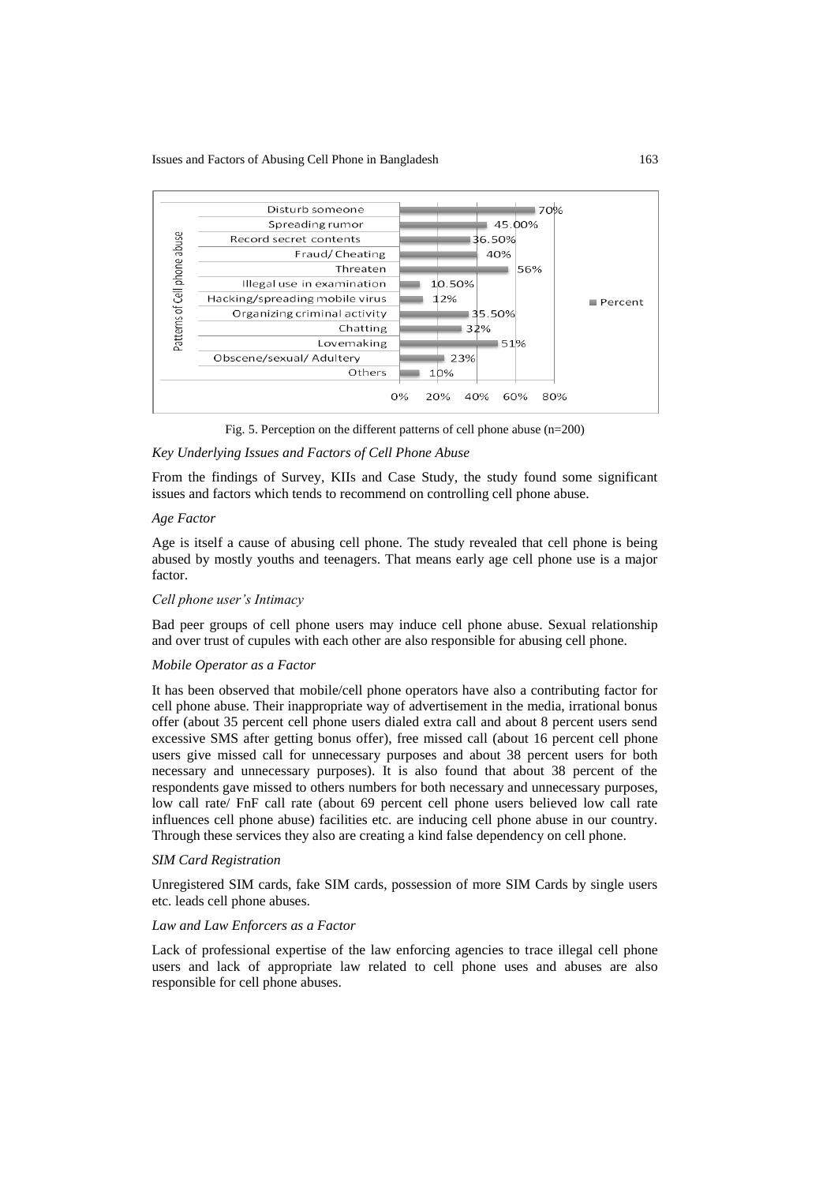| Patterns of Cell phone abuse | Percent |
|---|---|
| Disturb someone | 70% |
| Spreading rumor | 45.00% |
| Record secret contents | 36.50% |
| Fraud/ Cheating | 40% |
| Threaten | 56% |
| Illegal use in examination | 10.50% |
| Hacking/spreading mobile virus | 12% |
| Organizing criminal activity | 35.50% |
| Chatting | 32% |
| Lovemaking | 51% |
| Obscene/sexual/ Adultery | 23% |
| Others | 10% |

Fig. 5. Perception on the different patterns of cell phone abuse (n=200)

*Key Underlying Issues and Factors of Cell Phone Abuse*

From the findings of Survey, KIIs and Case Study, the study found some significant issues and factors which tends to recommend on controlling cell phone abuse.

*Age Factor*

Age is itself a cause of abusing cell phone. The study revealed that cell phone is being abused by mostly youths and teenagers. That means early age cell phone use is a major factor.

*Cell phone user's Intimacy*

Bad peer groups of cell phone users may induce cell phone abuse. Sexual relationship and over trust of cupules with each other are also responsible for abusing cell phone.

*Mobile Operator as a Factor*

It has been observed that mobile/cell phone operators have also a contributing factor for cell phone abuse. Their inappropriate way of advertisement in the media, irrational bonus offer (about 35 percent cell phone users dialed extra call and about 8 percent users send excessive SMS after getting bonus offer), free missed call (about 16 percent cell phone users give missed call for unnecessary purposes and about 38 percent users for both necessary and unnecessary purposes). It is also found that about 38 percent of the respondents gave missed to others numbers for both necessary and unnecessary purposes, low call rate/ FnF call rate (about 69 percent cell phone users believed low call rate influences cell phone abuse) facilities etc. are inducing cell phone abuse in our country. Through these services they also are creating a kind false dependency on cell phone.

*SIM Card Registration*

Unregistered SIM cards, fake SIM cards, possession of more SIM Cards by single users etc. leads cell phone abuses.

*Law and Law Enforcers as a Factor*

Lack of professional expertise of the law enforcing agencies to trace illegal cell phone users and lack of appropriate law related to cell phone uses and abuses are also responsible for cell phone abuses.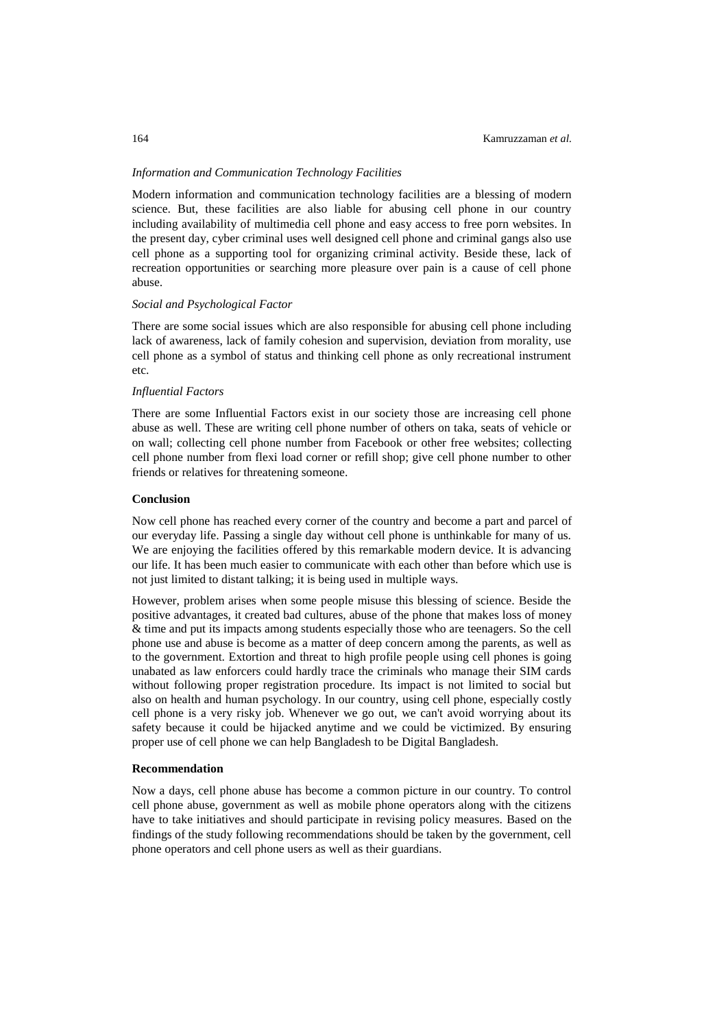*Information and Communication Technology Facilities*

Modern information and communication technology facilities are a blessing of modern science. But, these facilities are also liable for abusing cell phone in our country including availability of multimedia cell phone and easy access to free porn websites. In the present day, cyber criminal uses well designed cell phone and criminal gangs also use cell phone as a supporting tool for organizing criminal activity. Beside these, lack of recreation opportunities or searching more pleasure over pain is a cause of cell phone abuse.

*Social and Psychological Factor*

There are some social issues which are also responsible for abusing cell phone including lack of awareness, lack of family cohesion and supervision, deviation from morality, use cell phone as a symbol of status and thinking cell phone as only recreational instrument etc.

*Influential Factors*

There are some Influential Factors exist in our society those are increasing cell phone abuse as well. These are writing cell phone number of others on taka, seats of vehicle or on wall; collecting cell phone number from Facebook or other free websites; collecting cell phone number from flexi load corner or refill shop; give cell phone number to other friends or relatives for threatening someone.

**Conclusion**

Now cell phone has reached every corner of the country and become a part and parcel of our everyday life. Passing a single day without cell phone is unthinkable for many of us. We are enjoying the facilities offered by this remarkable modern device. It is advancing our life. It has been much easier to communicate with each other than before which use is not just limited to distant talking; it is being used in multiple ways.

However, problem arises when some people misuse this blessing of science. Beside the positive advantages, it created bad cultures, abuse of the phone that makes loss of money & time and put its impacts among students especially those who are teenagers. So the cell phone use and abuse is become as a matter of deep concern among the parents, as well as to the government. Extortion and threat to high profile people using cell phones is going unabated as law enforcers could hardly trace the criminals who manage their SIM cards without following proper registration procedure. Its impact is not limited to social but also on health and human psychology. In our country, using cell phone, especially costly cell phone is a very risky job. Whenever we go out, we can't avoid worrying about its safety because it could be hijacked anytime and we could be victimized. By ensuring proper use of cell phone we can help Bangladesh to be Digital Bangladesh.

**Recommendation**

Now a days, cell phone abuse has become a common picture in our country. To control cell phone abuse, government as well as mobile phone operators along with the citizens have to take initiatives and should participate in revising policy measures. Based on the findings of the study following recommendations should be taken by the government, cell phone operators and cell phone users as well as their guardians.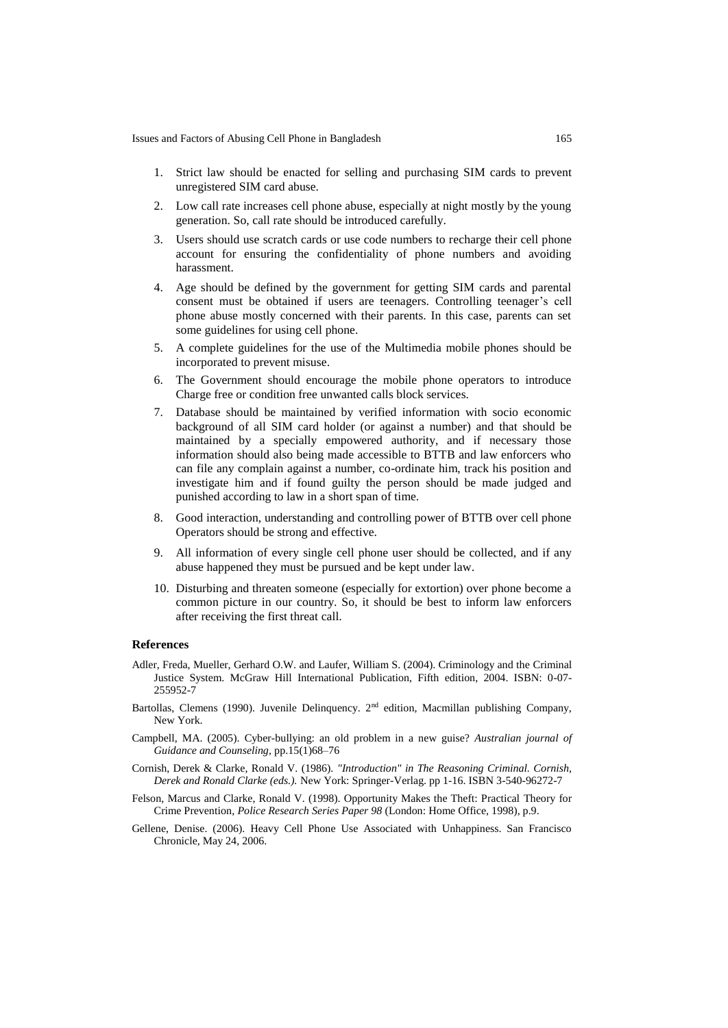1. Strict law should be enacted for selling and purchasing SIM cards to prevent unregistered SIM card abuse.
2. Low call rate increases cell phone abuse, especially at night mostly by the young generation. So, call rate should be introduced carefully.
3. Users should use scratch cards or use code numbers to recharge their cell phone account for ensuring the confidentiality of phone numbers and avoiding harassment.
4. Age should be defined by the government for getting SIM cards and parental consent must be obtained if users are teenagers. Controlling teenager's cell phone abuse mostly concerned with their parents. In this case, parents can set some guidelines for using cell phone.
5. A complete guidelines for the use of the Multimedia mobile phones should be incorporated to prevent misuse.
6. The Government should encourage the mobile phone operators to introduce Charge free or condition free unwanted calls block services.
7. Database should be maintained by verified information with socio economic background of all SIM card holder (or against a number) and that should be maintained by a specially empowered authority, and if necessary those information should also being made accessible to BTTB and law enforcers who can file any complain against a number, co-ordinate him, track his position and investigate him and if found guilty the person should be made judged and punished according to law in a short span of time.
8. Good interaction, understanding and controlling power of BTTB over cell phone Operators should be strong and effective.
9. All information of every single cell phone user should be collected, and if any abuse happened they must be pursued and be kept under law.
10. Disturbing and threaten someone (especially for extortion) over phone become a common picture in our country. So, it should be best to inform law enforcers after receiving the first threat call.

### References

Adler, Freda, Mueller, Gerhard O.W. and Laufer, William S. (2004). Criminology and the Criminal Justice System. McGraw Hill International Publication, Fifth edition, 2004. ISBN: 0-07-255952-7

Bartollas, Clemens (1990). Juvenile Delinquency. 2nd edition, Macmillan publishing Company, New York.

Campbell, MA. (2005). Cyber-bullying: an old problem in a new guise? *Australian journal of Guidance and Counseling*, pp.15(1)68–76

Cornish, Derek & Clarke, Ronald V. (1986). *"Introduction" in The Reasoning Criminal. Cornish, Derek and Ronald Clarke (eds.).* New York: Springer-Verlag. pp 1-16. ISBN 3-540-96272-7

Felson, Marcus and Clarke, Ronald V. (1998). Opportunity Makes the Theft: Practical Theory for Crime Prevention, *Police Research Series Paper 98* (London: Home Office, 1998), p.9.

Gellene, Denise. (2006). Heavy Cell Phone Use Associated with Unhappiness. San Francisco Chronicle, May 24, 2006.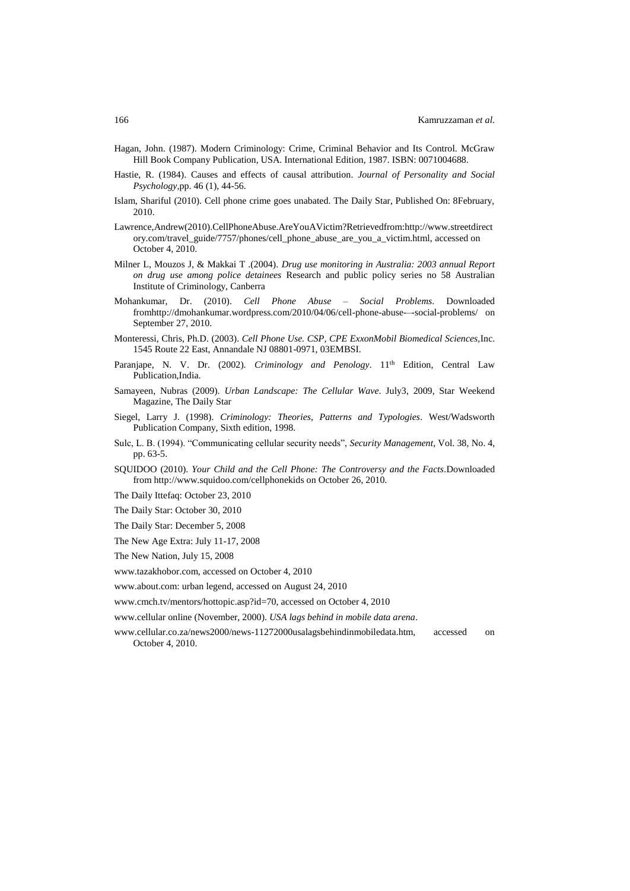Hagan, John. (1987). Modern Criminology: Crime, Criminal Behavior and Its Control. McGraw Hill Book Company Publication, USA. International Edition, 1987. ISBN: 0071004688.

Hastie, R. (1984). Causes and effects of causal attribution. *Journal of Personality and Social Psychology,*pp. 46 (1), 44-56.

Islam, Shariful (2010). Cell phone crime goes unabated. The Daily Star, Published On: 8February, 2010.

Lawrence,Andrew(2010).CellPhoneAbuse.AreYouAVictim?Retrievedfrom:http://www.streetdirectory.com/travel_guide/7757/phones/cell_phone_abuse_are_you_a_victim.html, accessed on October 4, 2010.

Milner L, Mouzos J, & Makkai T .(2004). *Drug use monitoring in Australia: 2003 annual Report on drug use among police detainees* Research and public policy series no 58 Australian Institute of Criminology, Canberra

Mohankumar, Dr. (2010). *Cell Phone Abuse – Social Problems*. Downloaded fromhttp://dmohankumar.wordpress.com/2010/04/06/cell-phone-abuse-–-social-problems/ on September 27, 2010.

Monteressi, Chris, Ph.D. (2003). *Cell Phone Use. CSP, CPE ExxonMobil Biomedical Sciences,*Inc. 1545 Route 22 East, Annandale NJ 08801-0971, 03EMBSI.

Paranjape, N. V. Dr. (2002). *Criminology and Penology*. 11th Edition, Central Law Publication,India.

Samayeen, Nubras (2009). *Urban Landscape: The Cellular Wave*. July3, 2009, Star Weekend Magazine, The Daily Star

Siegel, Larry J. (1998). *Criminology: Theories, Patterns and Typologies*. West/Wadsworth Publication Company, Sixth edition, 1998.

Sulc, L. B. (1994). "Communicating cellular security needs", *Security Management*, Vol. 38, No. 4, pp. 63-5.

SQUIDOO (2010). *Your Child and the Cell Phone: The Controversy and the Facts*.Downloaded from http://www.squidoo.com/cellphonekids on October 26, 2010.

The Daily Ittefaq: October 23, 2010

The Daily Star: October 30, 2010

The Daily Star: December 5, 2008

The New Age Extra: July 11-17, 2008

The New Nation, July 15, 2008

www.tazakhobor.com, accessed on October 4, 2010

www.about.com: urban legend, accessed on August 24, 2010

www.cmch.tv/mentors/hottopic.asp?id=70, accessed on October 4, 2010

www.cellular online (November, 2000). *USA lags behind in mobile data arena*.

www.cellular.co.za/news2000/news-11272000usalagsbehindinmobiledata.htm, accessed on October 4, 2010.